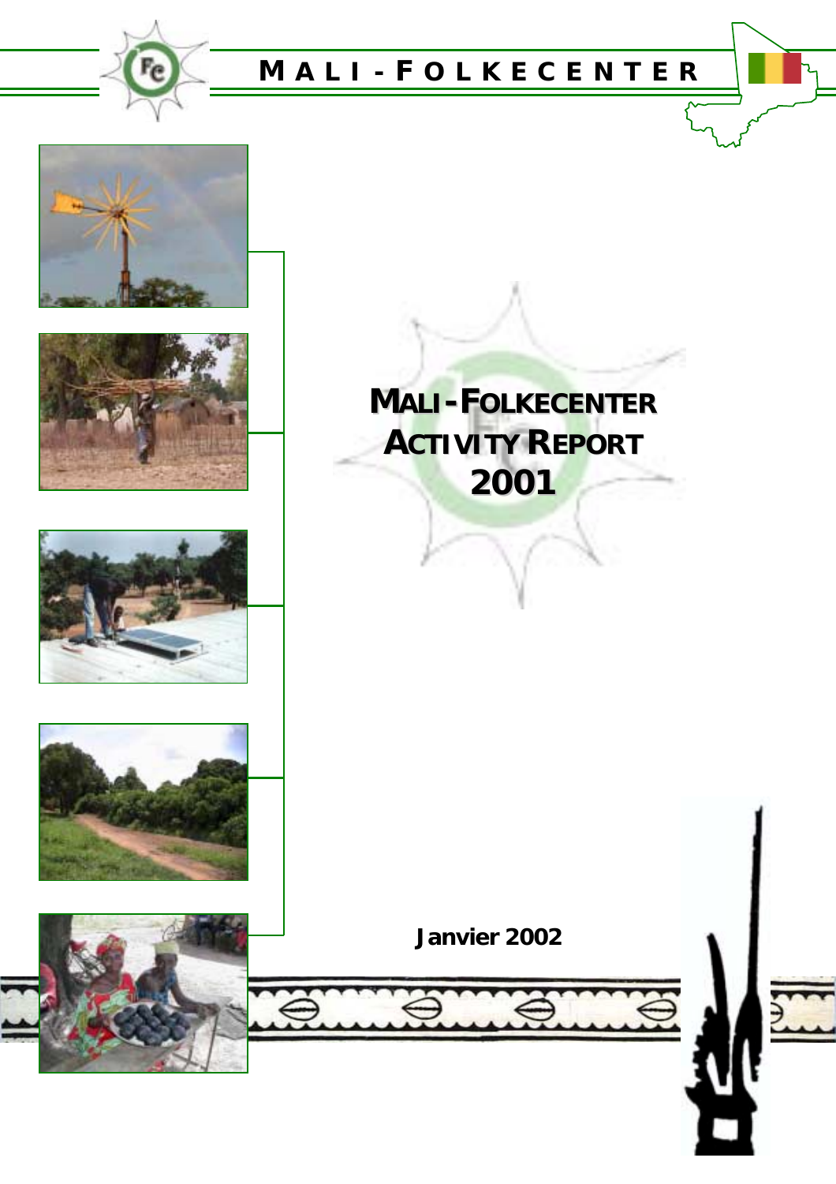**MALI-FOLKECENTER**

# MALI-FOLKECENTER ACTIVITY REPORT 2001

**Janvier 2002**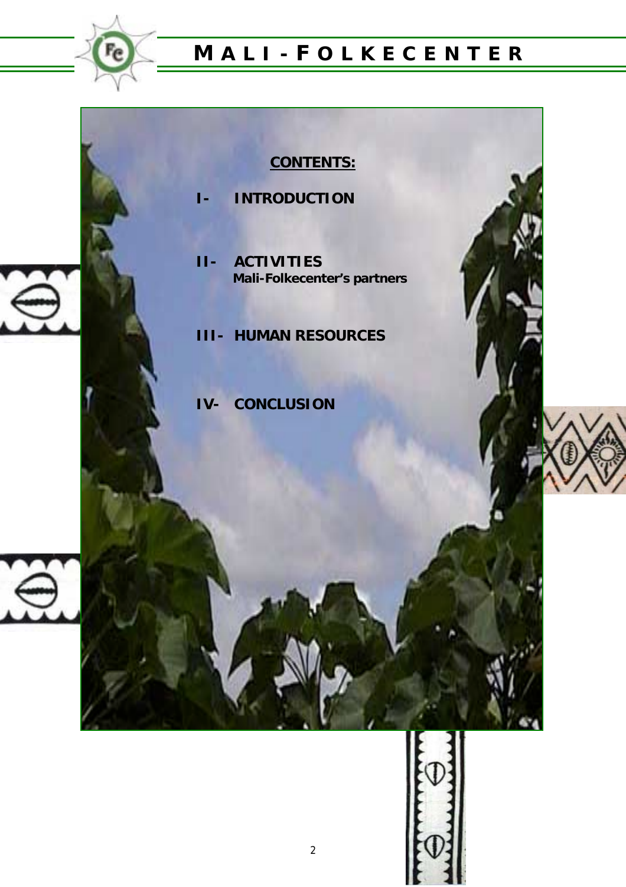## CONTENTS:

**I- INTRODUCTION**

**II- ACTIVITIES**
**Mali-Folkecenter's partners**

**III- HUMAN RESOURCES**

**IV- CONCLUSION**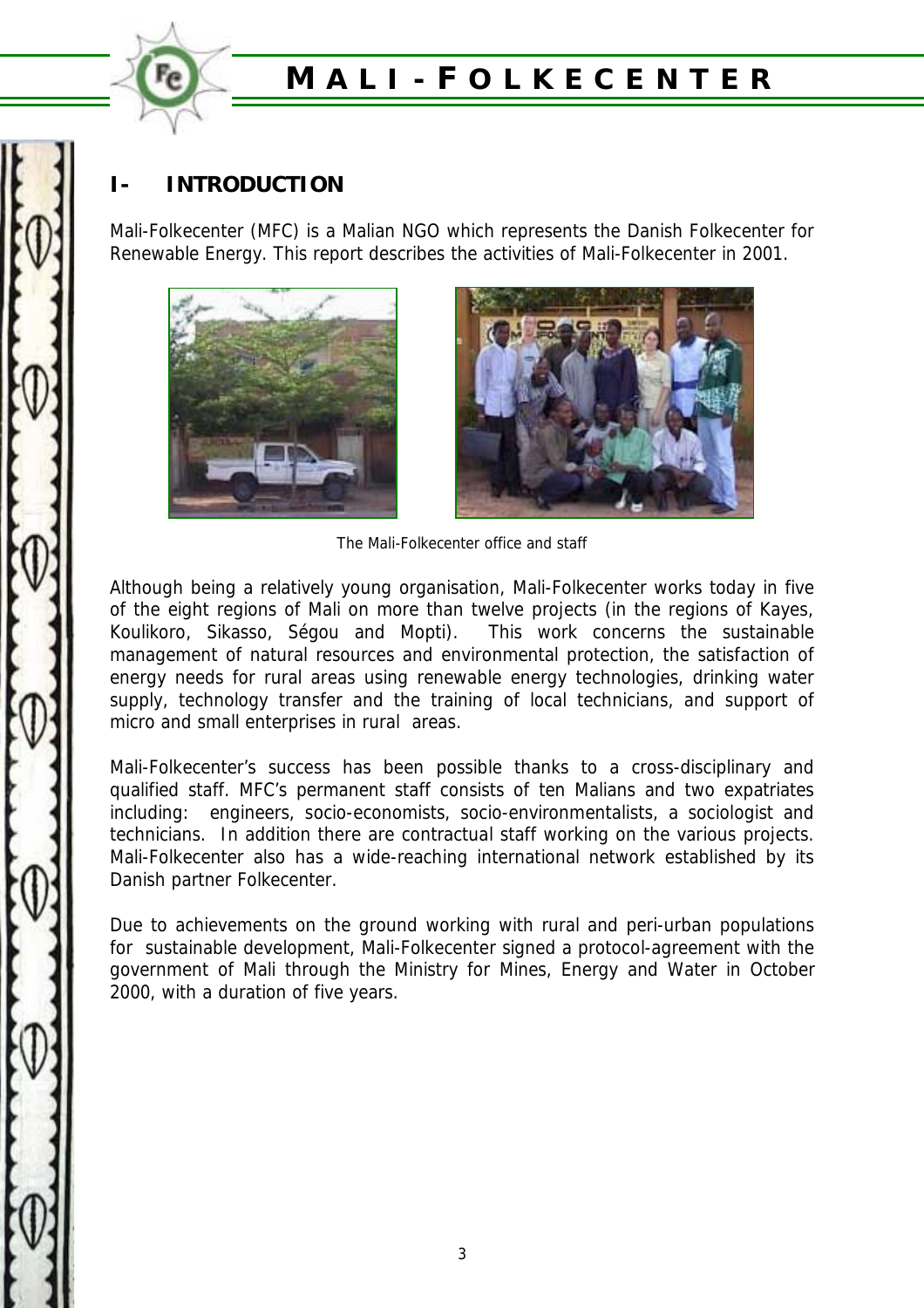# I- INTRODUCTION

Mali-Folkecenter (MFC) is a Malian NGO which represents the Danish Folkecenter for Renewable Energy. This report describes the activities of Mali-Folkecenter in 2001.

The Mali-Folkecenter office and staff

Although being a relatively young organisation, Mali-Folkecenter works today in five of the eight regions of Mali on more than twelve projects (in the regions of Kayes, Koulikoro, Sikasso, Ségou and Mopti). This work concerns the sustainable management of natural resources and environmental protection, the satisfaction of energy needs for rural areas using renewable energy technologies, drinking water supply, technology transfer and the training of local technicians, and support of micro and small enterprises in rural areas.

Mali-Folkecenter's success has been possible thanks to a cross-disciplinary and qualified staff. MFC's permanent staff consists of ten Malians and two expatriates including: engineers, socio-economists, socio-environmentalists, a sociologist and technicians. In addition there are contractual staff working on the various projects. Mali-Folkecenter also has a wide-reaching international network established by its Danish partner Folkecenter.

Due to achievements on the ground working with rural and peri-urban populations for sustainable development, Mali-Folkecenter signed a protocol-agreement with the government of Mali through the Ministry for Mines, Energy and Water in October 2000, with a duration of five years.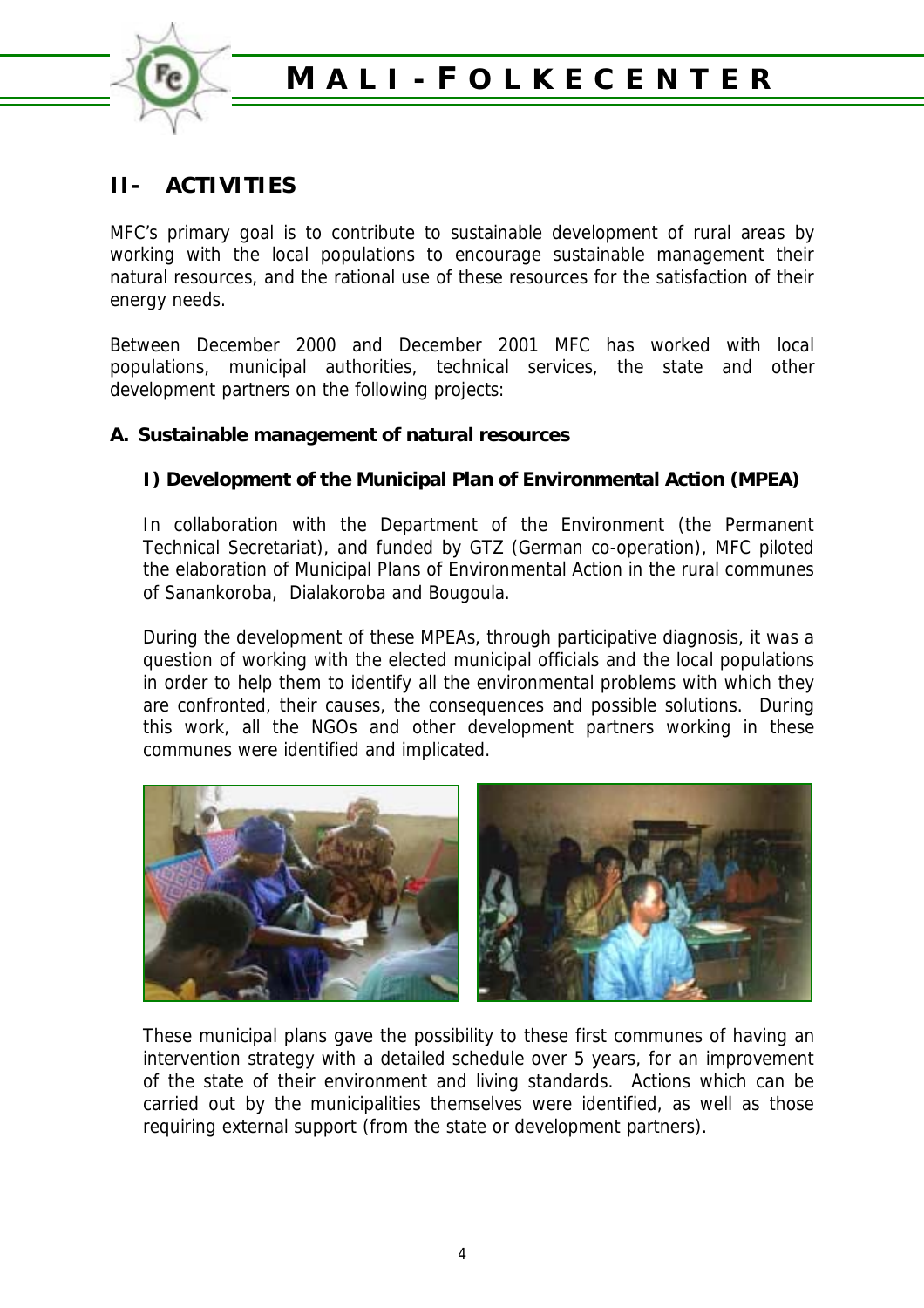## II- ACTIVITIES

MFC's primary goal is to contribute to sustainable development of rural areas by working with the local populations to encourage sustainable management their natural resources, and the rational use of these resources for the satisfaction of their energy needs.

Between December 2000 and December 2001 MFC has worked with local populations, municipal authorities, technical services, the state and other development partners on the following projects:

### A. Sustainable management of natural resources

#### I) Development of the Municipal Plan of Environmental Action (MPEA)

In collaboration with the Department of the Environment (the Permanent Technical Secretariat), and funded by GTZ (German co-operation), MFC piloted the elaboration of Municipal Plans of Environmental Action in the rural communes of Sanankoroba, Dialakoroba and Bougoula.

During the development of these MPEAs, through participative diagnosis, it was a question of working with the elected municipal officials and the local populations in order to help them to identify all the environmental problems with which they are confronted, their causes, the consequences and possible solutions. During this work, all the NGOs and other development partners working in these communes were identified and implicated.

These municipal plans gave the possibility to these first communes of having an intervention strategy with a detailed schedule over 5 years, for an improvement of the state of their environment and living standards. Actions which can be carried out by the municipalities themselves were identified, as well as those requiring external support (from the state or development partners).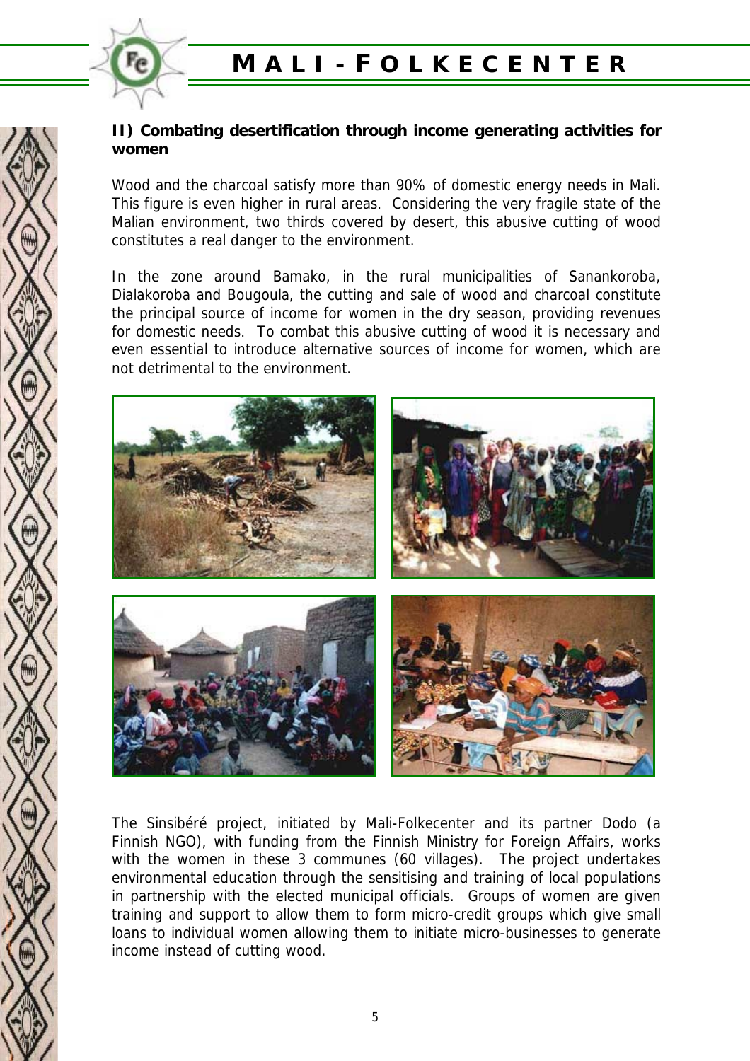## II) Combating desertification through income generating activities for women

Wood and the charcoal satisfy more than 90% of domestic energy needs in Mali. This figure is even higher in rural areas. Considering the very fragile state of the Malian environment, two thirds covered by desert, this abusive cutting of wood constitutes a real danger to the environment.

In the zone around Bamako, in the rural municipalities of Sanankoroba, Dialakoroba and Bougoula, the cutting and sale of wood and charcoal constitute the principal source of income for women in the dry season, providing revenues for domestic needs. To combat this abusive cutting of wood it is necessary and even essential to introduce alternative sources of income for women, which are not detrimental to the environment.

The Sinsibéré project, initiated by Mali-Folkecenter and its partner Dodo (a Finnish NGO), with funding from the Finnish Ministry for Foreign Affairs, works with the women in these 3 communes (60 villages). The project undertakes environmental education through the sensitising and training of local populations in partnership with the elected municipal officials. Groups of women are given training and support to allow them to form micro-credit groups which give small loans to individual women allowing them to initiate micro-businesses to generate income instead of cutting wood.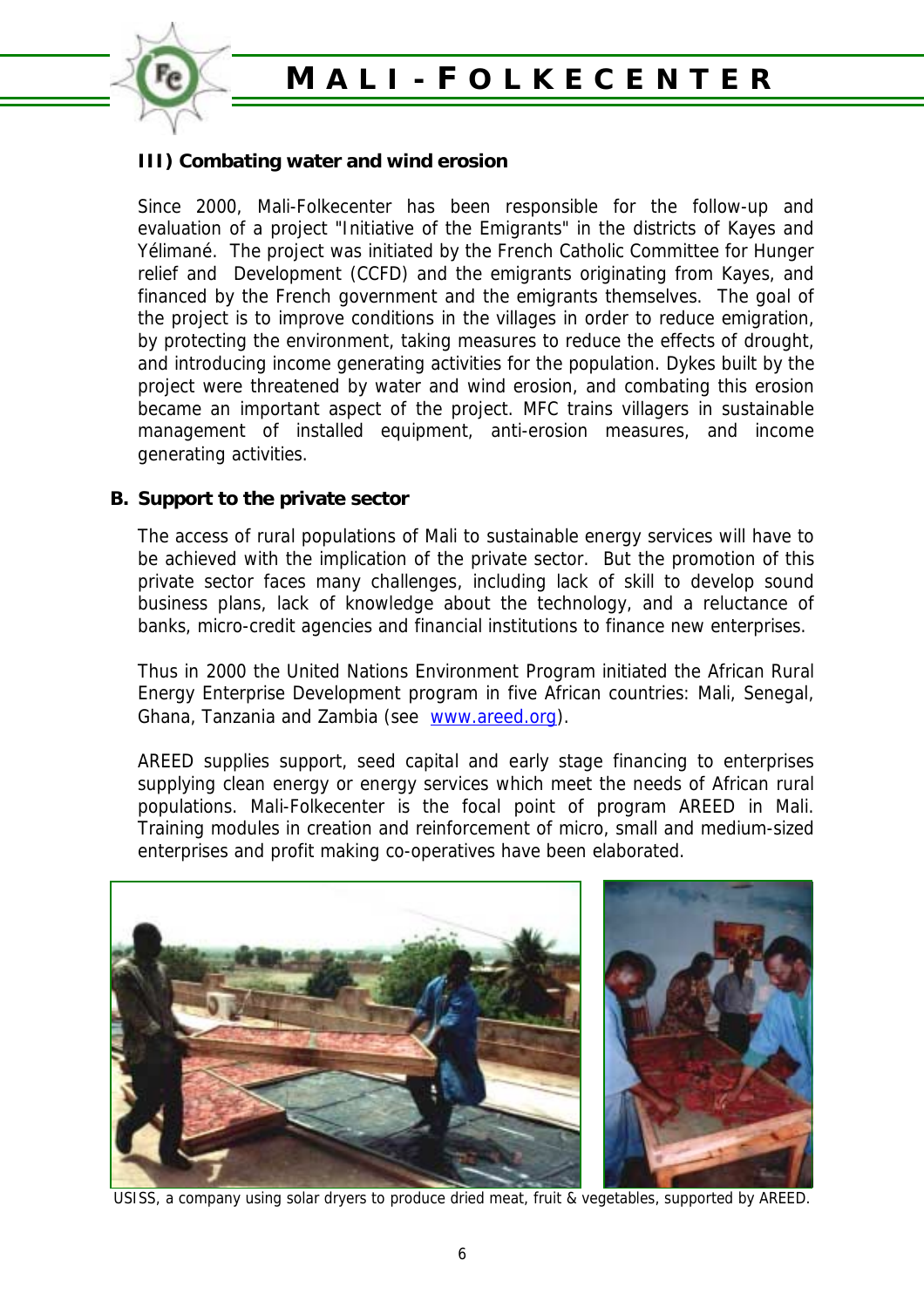### III) Combating water and wind erosion

Since 2000, Mali-Folkecenter has been responsible for the follow-up and evaluation of a project "Initiative of the Emigrants" in the districts of Kayes and Yélimané. The project was initiated by the French Catholic Committee for Hunger relief and Development (CCFD) and the emigrants originating from Kayes, and financed by the French government and the emigrants themselves. The goal of the project is to improve conditions in the villages in order to reduce emigration, by protecting the environment, taking measures to reduce the effects of drought, and introducing income generating activities for the population. Dykes built by the project were threatened by water and wind erosion, and combating this erosion became an important aspect of the project. MFC trains villagers in sustainable management of installed equipment, anti-erosion measures, and income generating activities.

## B. Support to the private sector

The access of rural populations of Mali to sustainable energy services will have to be achieved with the implication of the private sector. But the promotion of this private sector faces many challenges, including lack of skill to develop sound business plans, lack of knowledge about the technology, and a reluctance of banks, micro-credit agencies and financial institutions to finance new enterprises.

Thus in 2000 the United Nations Environment Program initiated the African Rural Energy Enterprise Development program in five African countries: Mali, Senegal, Ghana, Tanzania and Zambia (see www.areed.org).

AREED supplies support, seed capital and early stage financing to enterprises supplying clean energy or energy services which meet the needs of African rural populations. Mali-Folkecenter is the focal point of program AREED in Mali. Training modules in creation and reinforcement of micro, small and medium-sized enterprises and profit making co-operatives have been elaborated.

USISS, a company using solar dryers to produce dried meat, fruit & vegetables, supported by AREED.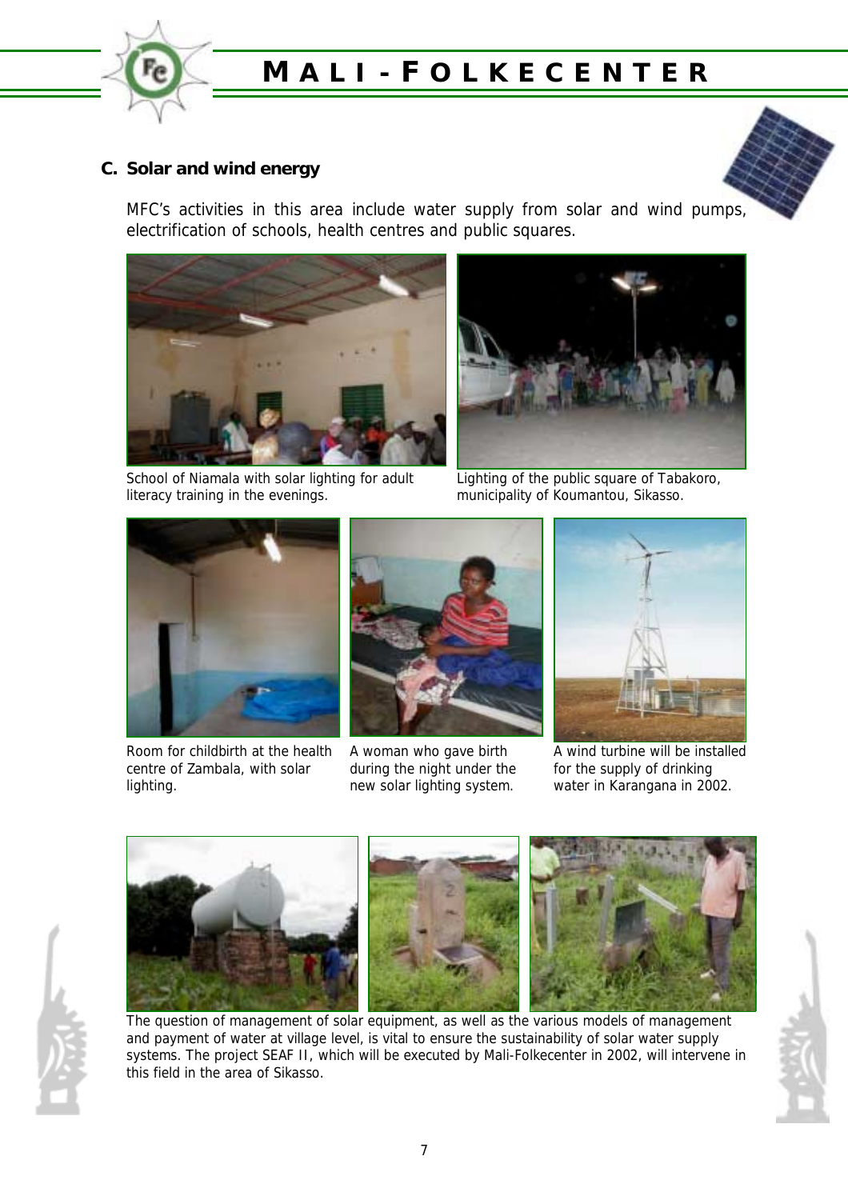## C. Solar and wind energy

MFC's activities in this area include water supply from solar and wind pumps, electrification of schools, health centres and public squares.

School of Niamala with solar lighting for adult literacy training in the evenings.

Lighting of the public square of Tabakoro, municipality of Koumantou, Sikasso.

Room for childbirth at the health centre of Zambala, with solar lighting.

A woman who gave birth during the night under the new solar lighting system.

A wind turbine will be installed for the supply of drinking water in Karangana in 2002.

The question of management of solar equipment, as well as the various models of management and payment of water at village level, is vital to ensure the sustainability of solar water supply systems. The project SEAF II, which will be executed by Mali-Folkecenter in 2002, will intervene in this field in the area of Sikasso.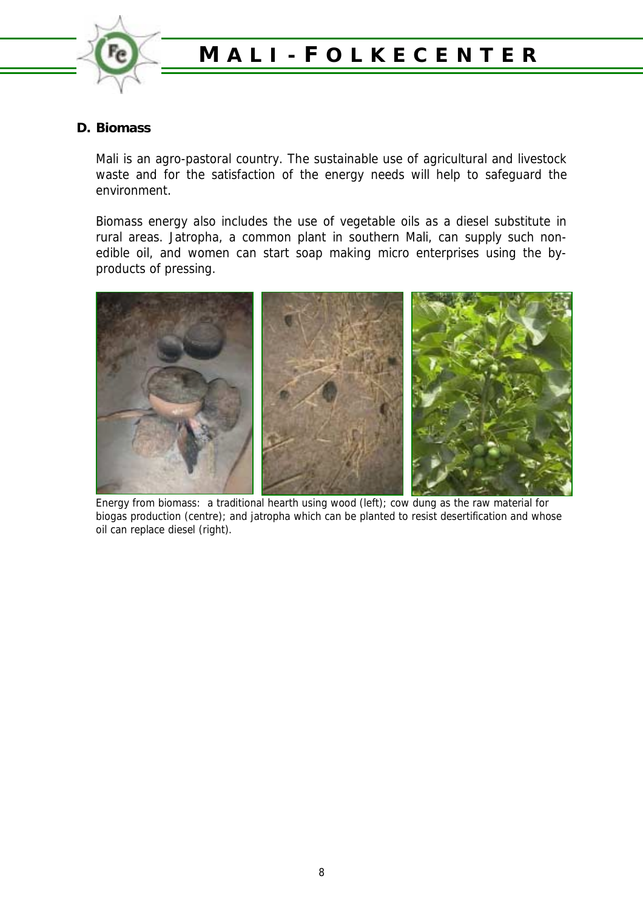## D. Biomass

Mali is an agro-pastoral country. The sustainable use of agricultural and livestock waste and for the satisfaction of the energy needs will help to safeguard the environment.

Biomass energy also includes the use of vegetable oils as a diesel substitute in rural areas. Jatropha, a common plant in southern Mali, can supply such non-edible oil, and women can start soap making micro enterprises using the by-products of pressing.

Energy from biomass: a traditional hearth using wood (left); cow dung as the raw material for biogas production (centre); and jatropha which can be planted to resist desertification and whose oil can replace diesel (right).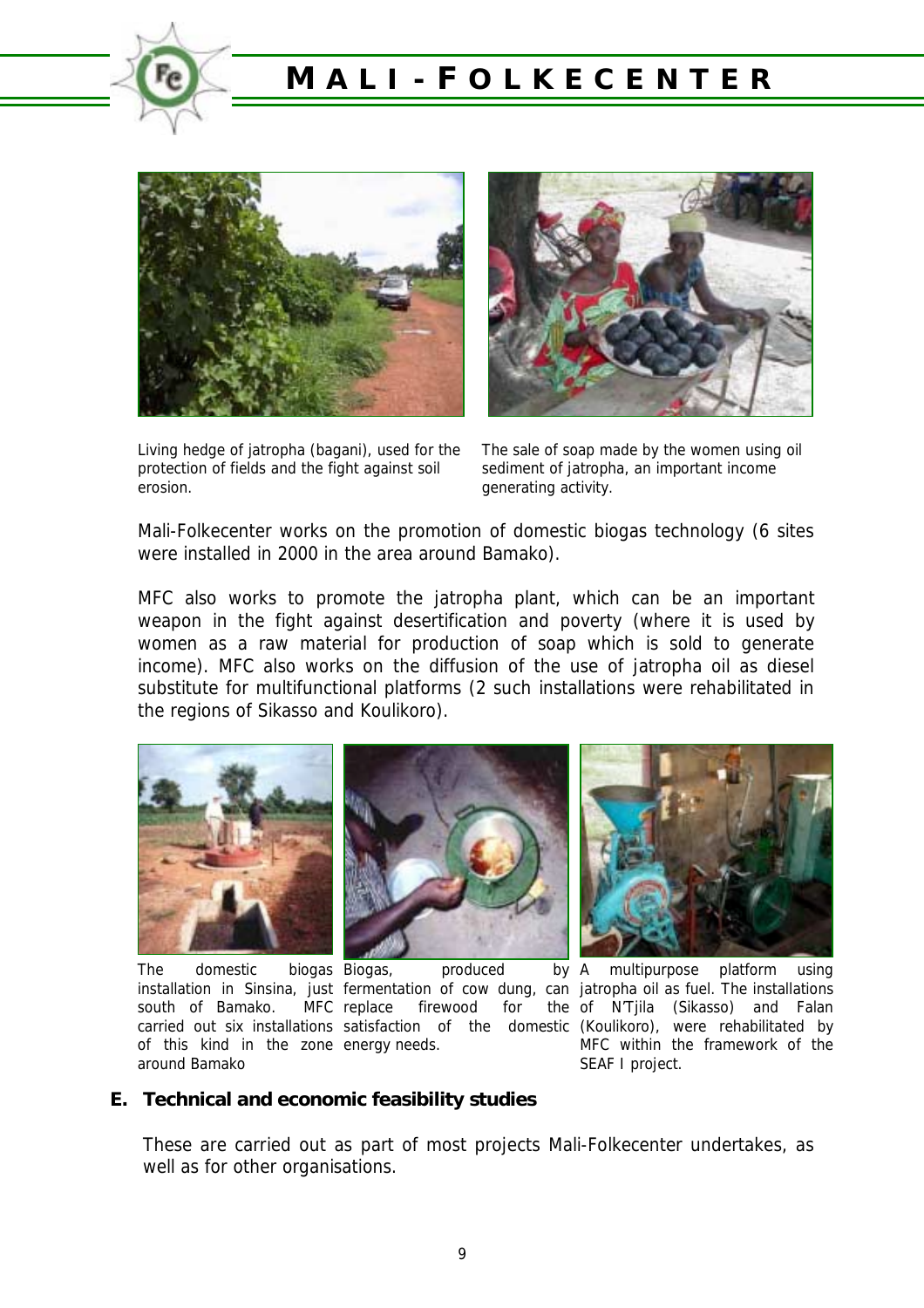Living hedge of jatropha (bagani), used for the protection of fields and the fight against soil erosion.

The sale of soap made by the women using oil sediment of jatropha, an important income generating activity.

Mali-Folkecenter works on the promotion of domestic biogas technology (6 sites were installed in 2000 in the area around Bamako).

MFC also works to promote the jatropha plant, which can be an important weapon in the fight against desertification and poverty (where it is used by women as a raw material for production of soap which is sold to generate income). MFC also works on the diffusion of the use of jatropha oil as diesel substitute for multifunctional platforms (2 such installations were rehabilitated in the regions of Sikasso and Koulikoro).

The domestic biogas installation in Sinsina, just south of Bamako. MFC carried out six installations of this kind in the zone around Bamako

Biogas, produced by fermentation of cow dung, can replace firewood for the satisfaction of the domestic energy needs.

A multipurpose platform using jatropha oil as fuel. The installations of N'Tjila (Sikasso) and Falan (Koulikoro), were rehabilitated by MFC within the framework of the SEAF I project.

## E. Technical and economic feasibility studies

These are carried out as part of most projects Mali-Folkecenter undertakes, as well as for other organisations.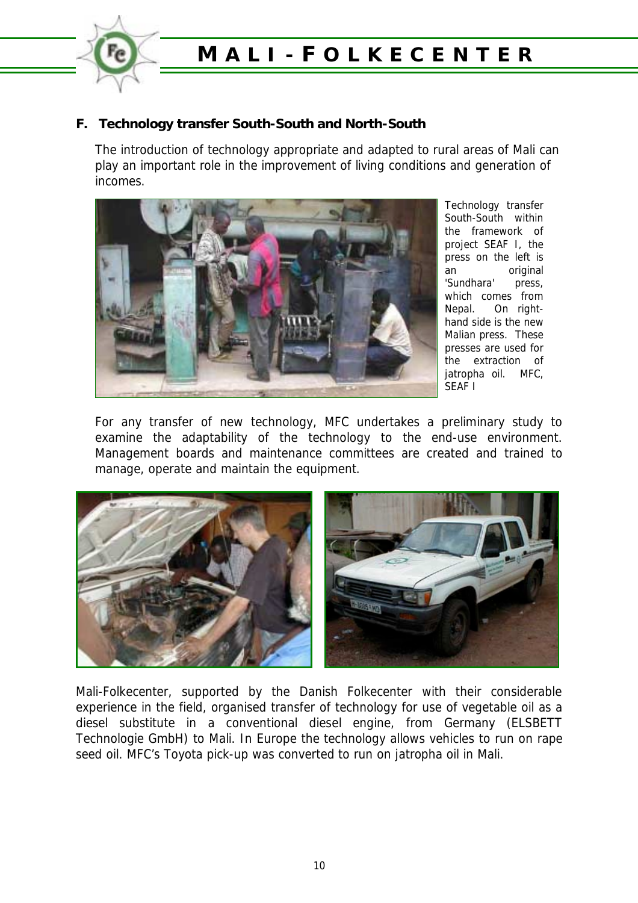## F. Technology transfer South-South and North-South

The introduction of technology appropriate and adapted to rural areas of Mali can play an important role in the improvement of living conditions and generation of incomes.

Technology transfer South-South within the framework of project SEAF I, the press on the left is an original 'Sundhara' press, which comes from Nepal. On right-hand side is the new Malian press. These presses are used for the extraction of jatropha oil. MFC, SEAF I

For any transfer of new technology, MFC undertakes a preliminary study to examine the adaptability of the technology to the end-use environment. Management boards and maintenance committees are created and trained to manage, operate and maintain the equipment.

Mali-Folkecenter, supported by the Danish Folkecenter with their considerable experience in the field, organised transfer of technology for use of vegetable oil as a diesel substitute in a conventional diesel engine, from Germany (ELSBETT Technologie GmbH) to Mali. In Europe the technology allows vehicles to run on rape seed oil. MFC's Toyota pick-up was converted to run on jatropha oil in Mali.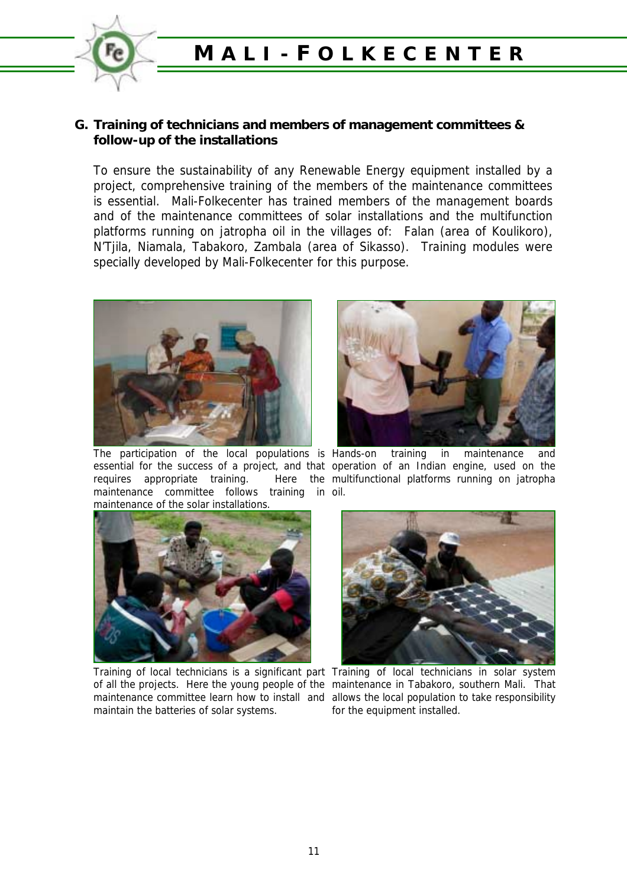## G. Training of technicians and members of management committees & follow-up of the installations

To ensure the sustainability of any Renewable Energy equipment installed by a project, comprehensive training of the members of the maintenance committees is essential. Mali-Folkecenter has trained members of the management boards and of the maintenance committees of solar installations and the multifunction platforms running on jatropha oil in the villages of: Falan (area of Koulikoro), N'Tjila, Niamala, Tabakoro, Zambala (area of Sikasso). Training modules were specially developed by Mali-Folkecenter for this purpose.

The participation of the local populations is essential for the success of a project, and that requires appropriate training. Here the maintenance committee follows training in maintenance of the solar installations.

Hands-on training in maintenance and operation of an Indian engine, used on the multifunctional platforms running on jatropha oil.

Training of local technicians is a significant part of all the projects. Here the young people of the maintenance committee learn how to install and maintain the batteries of solar systems.

Training of local technicians in solar system maintenance in Tabakoro, southern Mali. That allows the local population to take responsibility for the equipment installed.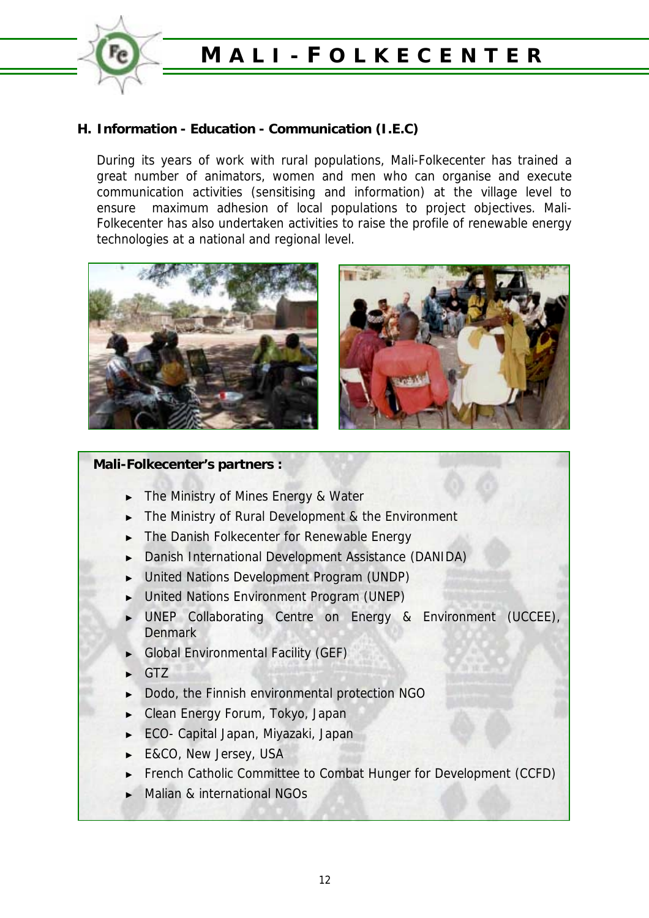### H. Information - Education - Communication (I.E.C)

During its years of work with rural populations, Mali-Folkecenter has trained a great number of animators, women and men who can organise and execute communication activities (sensitising and information) at the village level to ensure maximum adhesion of local populations to project objectives. Mali-Folkecenter has also undertaken activities to raise the profile of renewable energy technologies at a national and regional level.

**Mali-Folkecenter's partners :**

- The Ministry of Mines Energy & Water
- The Ministry of Rural Development & the Environment
- The Danish Folkecenter for Renewable Energy
- Danish International Development Assistance (DANIDA)
- United Nations Development Program (UNDP)
- United Nations Environment Program (UNEP)
- UNEP Collaborating Centre on Energy & Environment (UCCEE), Denmark
- Global Environmental Facility (GEF)
- GTZ
- Dodo, the Finnish environmental protection NGO
- Clean Energy Forum, Tokyo, Japan
- ECO- Capital Japan, Miyazaki, Japan
- E&CO, New Jersey, USA
- French Catholic Committee to Combat Hunger for Development (CCFD)
- Malian & international NGOs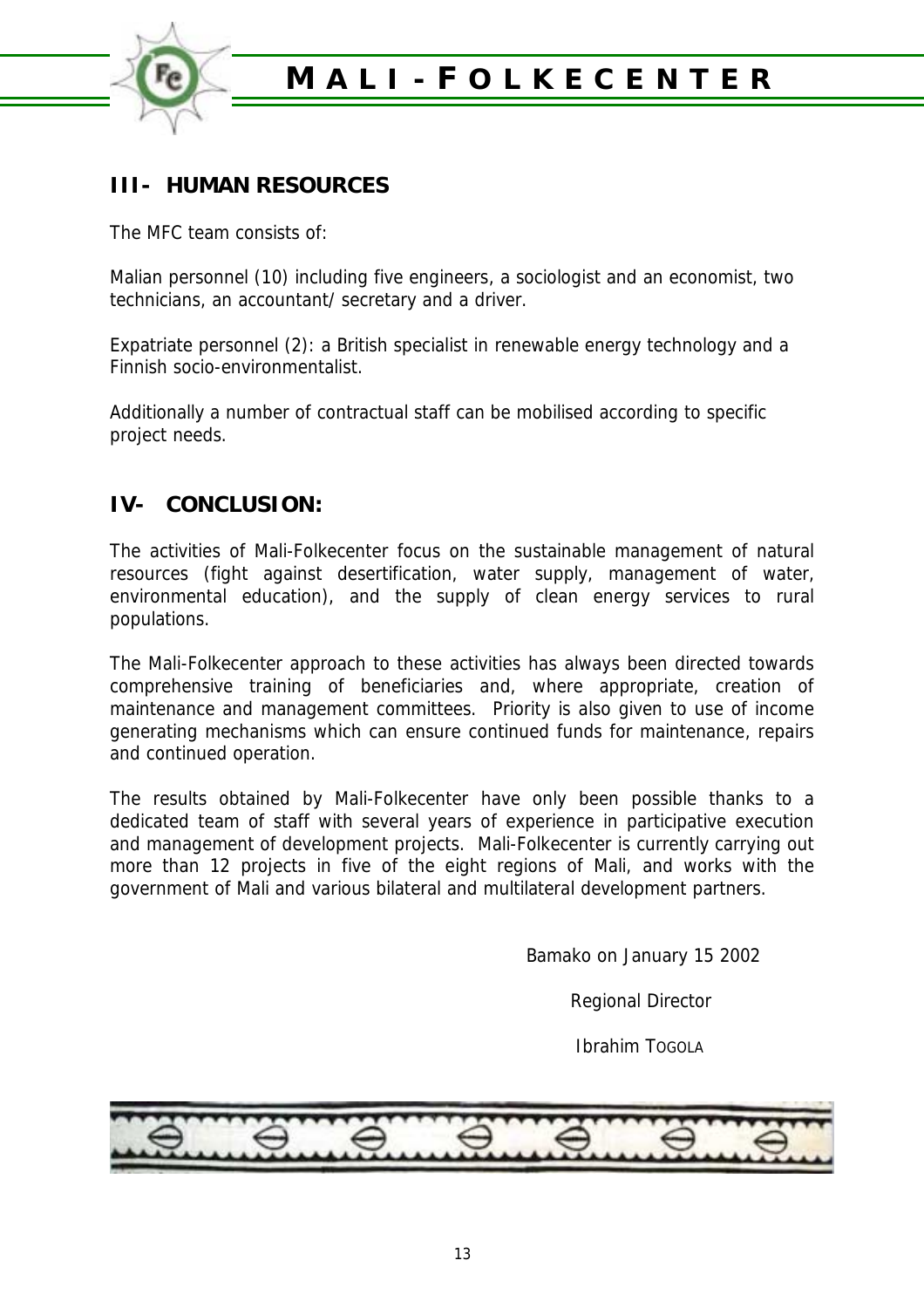## III- HUMAN RESOURCES

The MFC team consists of:

Malian personnel (10) including five engineers, a sociologist and an economist, two technicians, an accountant/ secretary and a driver.

Expatriate personnel (2): a British specialist in renewable energy technology and a Finnish socio-environmentalist.

Additionally a number of contractual staff can be mobilised according to specific project needs.

## IV- CONCLUSION:

The activities of Mali-Folkecenter focus on the sustainable management of natural resources (fight against desertification, water supply, management of water, environmental education), and the supply of clean energy services to rural populations.

The Mali-Folkecenter approach to these activities has always been directed towards comprehensive training of beneficiaries and, where appropriate, creation of maintenance and management committees. Priority is also given to use of income generating mechanisms which can ensure continued funds for maintenance, repairs and continued operation.

The results obtained by Mali-Folkecenter have only been possible thanks to a dedicated team of staff with several years of experience in participative execution and management of development projects. Mali-Folkecenter is currently carrying out more than 12 projects in five of the eight regions of Mali, and works with the government of Mali and various bilateral and multilateral development partners.

Bamako on January 15 2002

Regional Director

Ibrahim TOGOLA